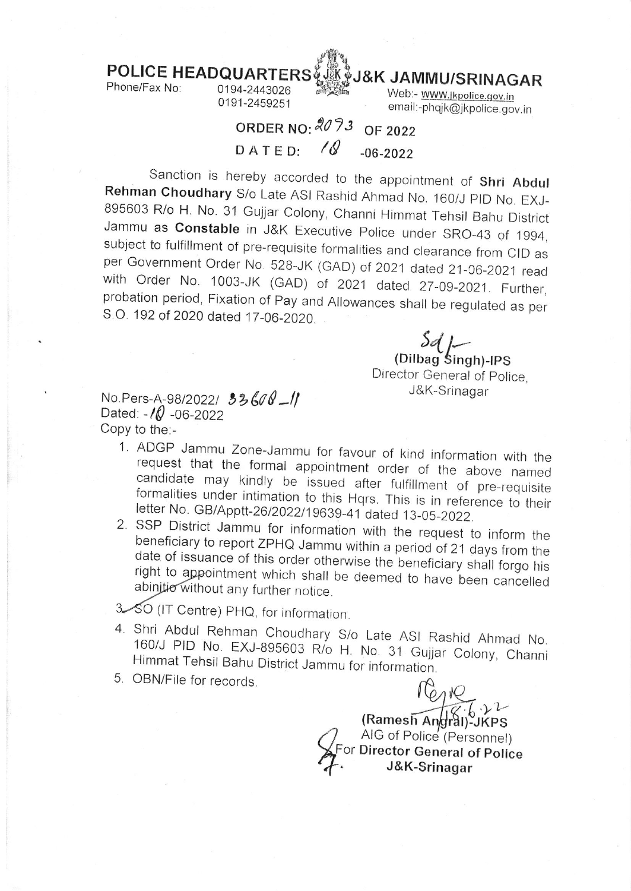# POLICE HEADQUARTERS J&K JAMMU/SRINAGAR

Phone/Fax No: 0194-2443026
0191-2459251

Web:- www.jkpolice.gov.in
email:-phqjk@jkpolice.gov.in

**ORDER NO: 2073 OF 2022**

**DATED: 18 -06-2022**

Sanction is hereby accorded to the appointment of **Shri Abdul Rehman Choudhary** S/o Late ASI Rashid Ahmad No. 160/J PID No. EXJ-895603 R/o H. No. 31 Gujjar Colony, Channi Himmat Tehsil Bahu District Jammu as **Constable** in J&K Executive Police under SRO-43 of 1994, subject to fulfillment of pre-requisite formalities and clearance from CID as per Government Order No. 528-JK (GAD) of 2021 dated 21-06-2021 read with Order No. 1003-JK (GAD) of 2021 dated 27-09-2021. Further, probation period, Fixation of Pay and Allowances shall be regulated as per S.O. 192 of 2020 dated 17-06-2020.

Sd/-
(Dilbag Singh)-IPS
Director General of Police,
J&K-Srinagar

No.Pers-A-98/2022/ 33608-11
Dated: -18 -06-2022
Copy to the:-

1. ADGP Jammu Zone-Jammu for favour of kind information with the request that the formal appointment order of the above named candidate may kindly be issued after fulfillment of pre-requisite formalities under intimation to this Hqrs. This is in reference to their letter No. GB/Apptt-26/2022/19639-41 dated 13-05-2022.
2. SSP District Jammu for information with the request to inform the beneficiary to report ZPHQ Jammu within a period of 21 days from the date of issuance of this order otherwise the beneficiary shall forgo his right to appointment which shall be deemed to have been cancelled abinitio without any further notice.
3. SO (IT Centre) PHQ, for information.
4. Shri Abdul Rehman Choudhary S/o Late ASI Rashid Ahmad No. 160/J PID No. EXJ-895603 R/o H. No. 31 Gujjar Colony, Channi Himmat Tehsil Bahu District Jammu for information.
5. OBN/File for records.

18.6.22
(Ramesh Angral)-JKPS
AIG of Police (Personnel)
**For Director General of Police**
**J&K-Srinagar**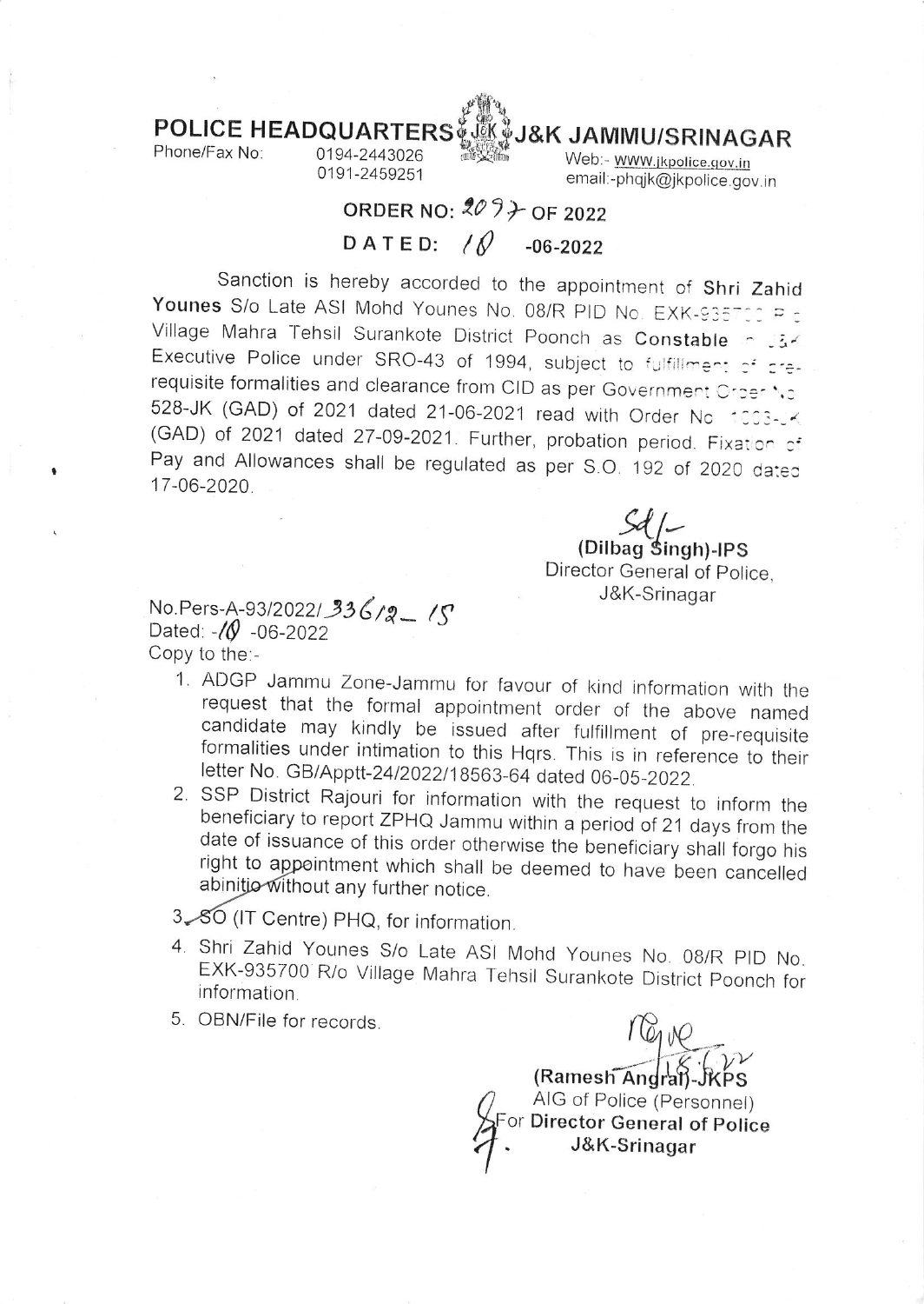# POLICE HEADQUARTERS J&K JAMMU/SRINAGAR

Phone/Fax No: 0194-2443026
0191-2459251

Web:- www.jkpolice.gov.in
email:-phqjk@jkpolice.gov.in

## ORDER NO: 2097 OF 2022

## DATED: 10 -06-2022

Sanction is hereby accorded to the appointment of **Shri Zahid Younes** S/o Late ASI Mohd Younes No. 08/R PID No. EXK-935700 R/o Village Mahra Tehsil Surankote District Poonch as **Constable** in J&K Executive Police under SRO-43 of 1994, subject to fulfillment of pre-requisite formalities and clearance from CID as per Government Order No. 528-JK (GAD) of 2021 dated 21-06-2021 read with Order No. 1003-JK (GAD) of 2021 dated 27-09-2021. Further, probation period, Fixation of Pay and Allowances shall be regulated as per S.O. 192 of 2020 dated 17-06-2020.

Sd/-
**(Dilbag Singh)-IPS**
Director General of Police,
J&K-Srinagar

No.Pers-A-93/2022/33612-15
Dated: -10 -06-2022
Copy to the:-

1. ADGP Jammu Zone-Jammu for favour of kind information with the request that the formal appointment order of the above named candidate may kindly be issued after fulfillment of pre-requisite formalities under intimation to this Hqrs. This is in reference to their letter No. GB/Apptt-24/2022/18563-64 dated 06-05-2022.
2. SSP District Rajouri for information with the request to inform the beneficiary to report ZPHQ Jammu within a period of 21 days from the date of issuance of this order otherwise the beneficiary shall forgo his right to appointment which shall be deemed to have been cancelled abinitio without any further notice.
3. SO (IT Centre) PHQ, for information.
4. Shri Zahid Younes S/o Late ASI Mohd Younes No. 08/R PID No. EXK-935700 R/o Village Mahra Tehsil Surankote District Poonch for information.
5. OBN/File for records.

**(Ramesh Angral)-JKPS**
AIG of Police (Personnel)
For **Director General of Police**
**J&K-Srinagar**